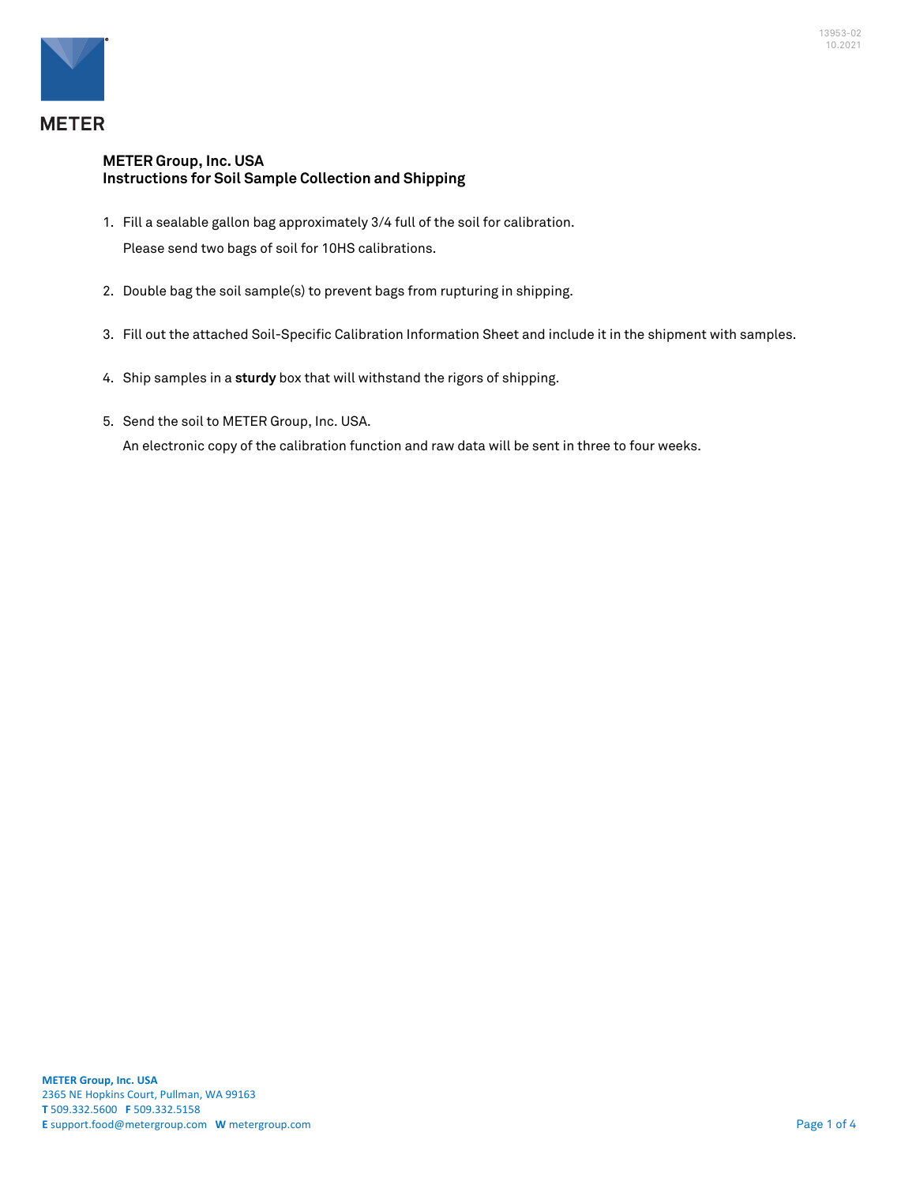**METER Group, Inc. USA**
**Instructions for Soil Sample Collection and Shipping**

1. Fill a sealable gallon bag approximately 3/4 full of the soil for calibration.

   Please send two bags of soil for 10HS calibrations.

2. Double bag the soil sample(s) to prevent bags from rupturing in shipping.

3. Fill out the attached Soil-Specific Calibration Information Sheet and include it in the shipment with samples.

4. Ship samples in a **sturdy** box that will withstand the rigors of shipping.

5. Send the soil to METER Group, Inc. USA.

   An electronic copy of the calibration function and raw data will be sent in three to four weeks.

**METER Group, Inc. USA**
2365 NE Hopkins Court, Pullman, WA 99163
**T** 509.332.5600 **F** 509.332.5158
**E** support.food@metergroup.com **W** metergroup.com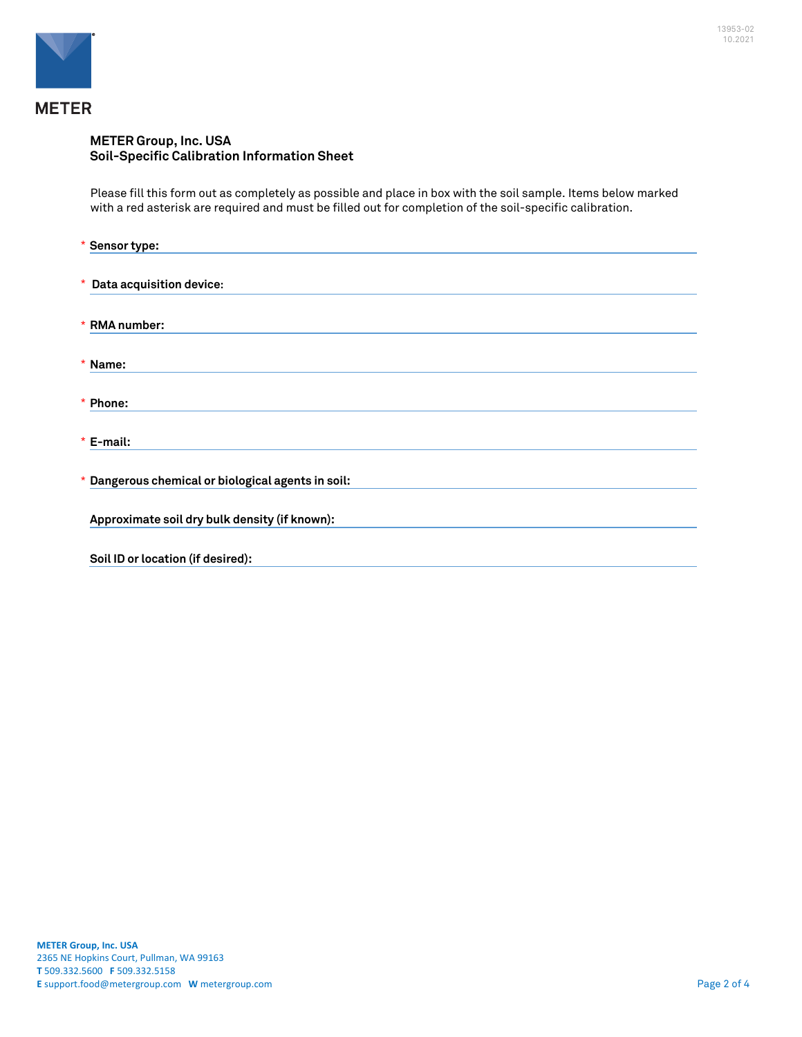**METER Group, Inc. USA**
**Soil-Specific Calibration Information Sheet**

Please fill this form out as completely as possible and place in box with the soil sample. Items below marked with a red asterisk are required and must be filled out for completion of the soil-specific calibration.

\* **Sensor type:** ______________________________

\* **Data acquisition device:** ______________________________

\* **RMA number:** ______________________________

\* **Name:** ______________________________

\* **Phone:** ______________________________

\* **E-mail:** ______________________________

\* **Dangerous chemical or biological agents in soil:** ______________________________

**Approximate soil dry bulk density (if known):** ______________________________

**Soil ID or location (if desired):** ______________________________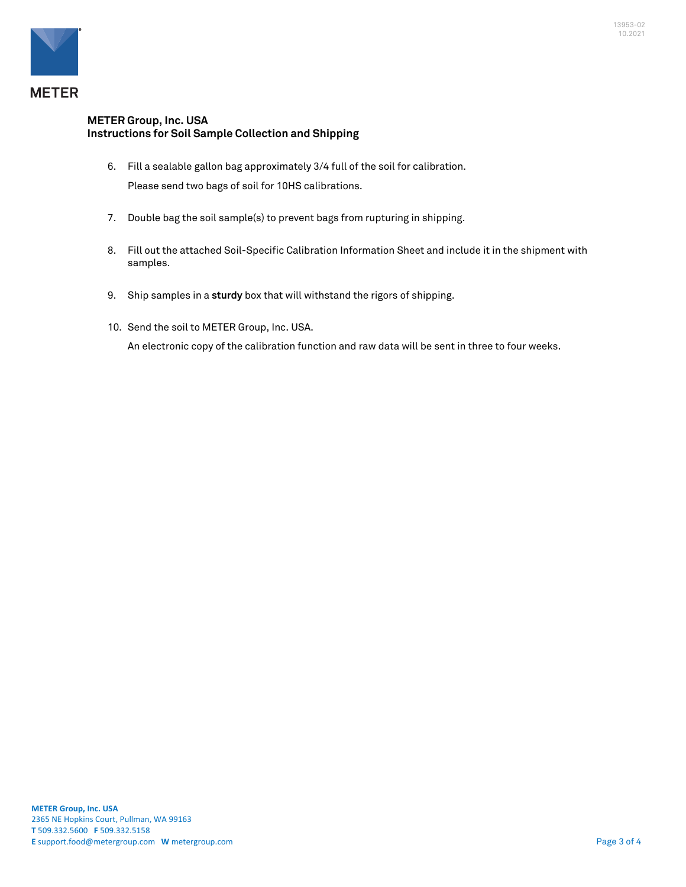**METER Group, Inc. USA**
**Instructions for Soil Sample Collection and Shipping**

6. Fill a sealable gallon bag approximately 3/4 full of the soil for calibration.

   Please send two bags of soil for 10HS calibrations.

7. Double bag the soil sample(s) to prevent bags from rupturing in shipping.

8. Fill out the attached Soil-Specific Calibration Information Sheet and include it in the shipment with samples.

9. Ship samples in a **sturdy** box that will withstand the rigors of shipping.

10. Send the soil to METER Group, Inc. USA.

    An electronic copy of the calibration function and raw data will be sent in three to four weeks.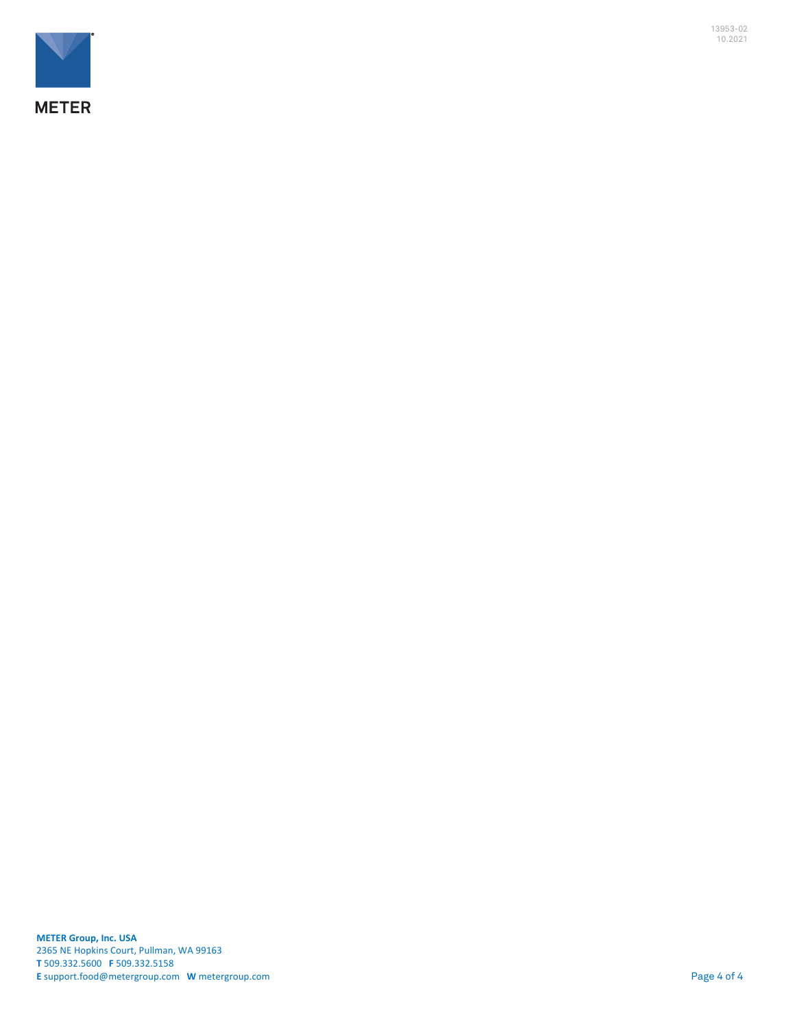**METER Group, Inc. USA**
2365 NE Hopkins Court, Pullman, WA 99163
**T** 509.332.5600 **F** 509.332.5158
**E** support.food@metergroup.com **W** metergroup.com